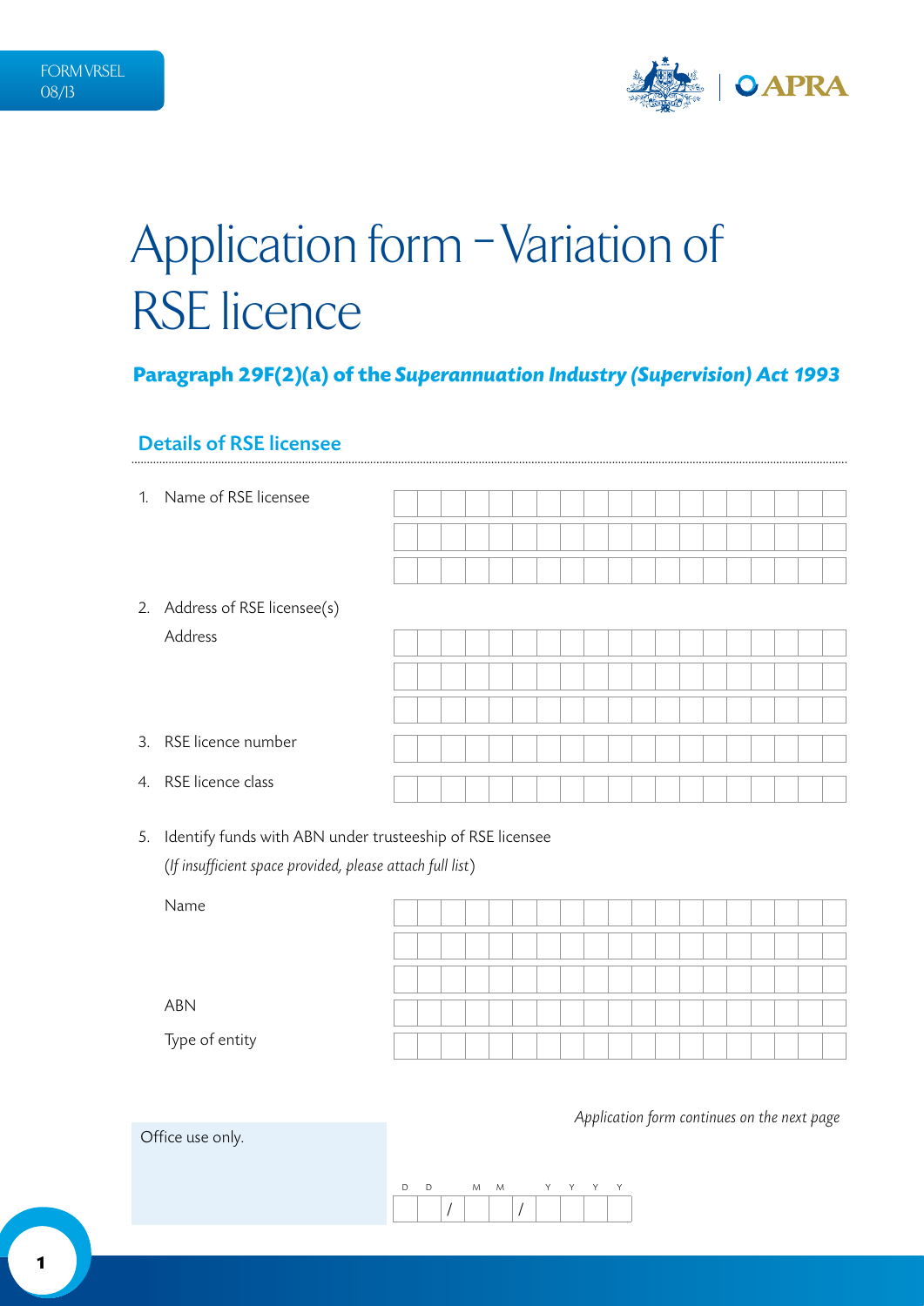FORM VRSEL
08/13

# Application form – Variation of RSE licence

### Paragraph 29F(2)(a) of the *Superannuation Industry (Supervision) Act 1993*

## Details of RSE licensee

1. Name of RSE licensee

2. Address of RSE licensee(s)

   Address

3. RSE licence number

4. RSE licence class

5. Identify funds with ABN under trusteeship of RSE licensee
   (*If insufficient space provided, please attach full list*)

   Name

   ABN

   Type of entity

*Application form continues on the next page*

Office use only.

D D / M M / Y Y Y Y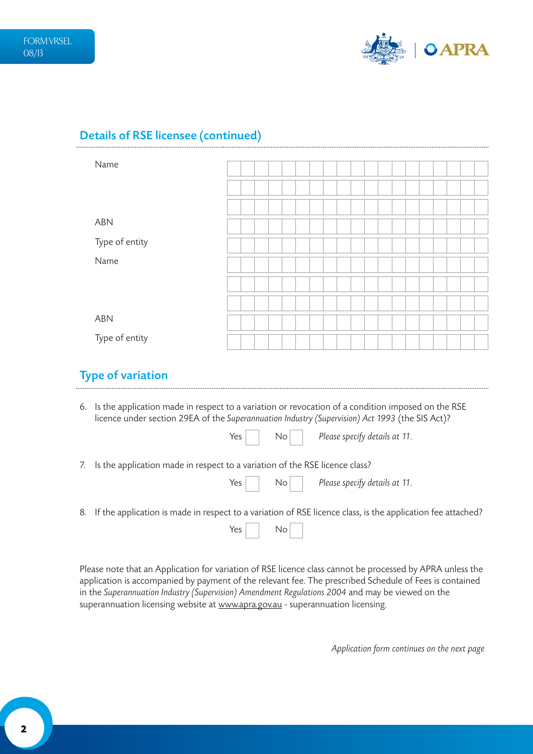## Details of RSE licensee (continued)

| | |
|---|---|
| Name | |
| | |
| | |
| ABN | |
| Type of entity | |
| Name | |
| | |
| | |
| ABN | |
| Type of entity | |

## Type of variation

6. Is the application made in respect to a variation or revocation of a condition imposed on the RSE licence under section 29EA of the *Superannuation Industry (Supervision) Act 1993* (the SIS Act)?

   Yes ☐ No ☐ *Please specify details at 11.*

7. Is the application made in respect to a variation of the RSE licence class?

   Yes ☐ No ☐ *Please specify details at 11.*

8. If the application is made in respect to a variation of RSE licence class, is the application fee attached?

   Yes ☐ No ☐

Please note that an Application for variation of RSE licence class cannot be processed by APRA unless the application is accompanied by payment of the relevant fee. The prescribed Schedule of Fees is contained in the *Superannuation Industry (Supervision) Amendment Regulations 2004* and may be viewed on the superannuation licensing website at www.apra.gov.au - superannuation licensing.

*Application form continues on the next page*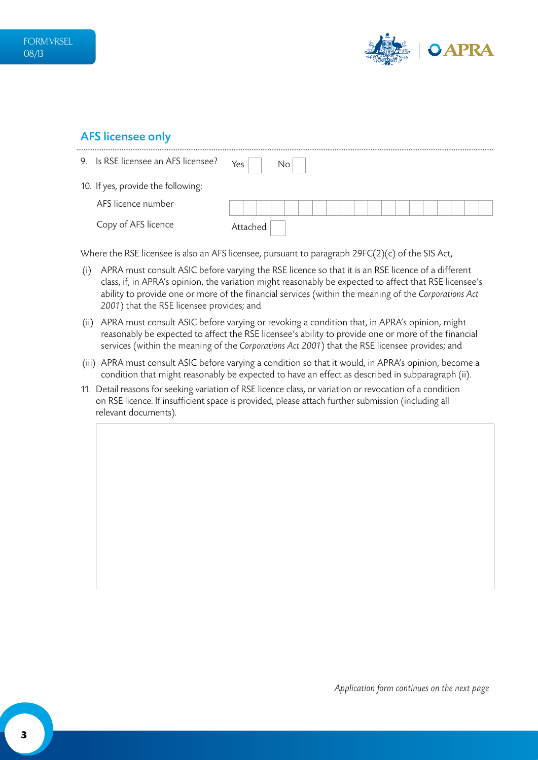## AFS licensee only

9. Is RSE licensee an AFS licensee? Yes [ ] No [ ]

10. If yes, provide the following:

    AFS licence number [ ]

    Copy of AFS licence Attached [ ]

Where the RSE licensee is also an AFS licensee, pursuant to paragraph 29FC(2)(c) of the SIS Act,

(i) APRA must consult ASIC before varying the RSE licence so that it is an RSE licence of a different class, if, in APRA's opinion, the variation might reasonably be expected to affect that RSE licensee's ability to provide one or more of the financial services (within the meaning of the *Corporations Act 2001*) that the RSE licensee provides; and

(ii) APRA must consult ASIC before varying or revoking a condition that, in APRA's opinion, might reasonably be expected to affect the RSE licensee's ability to provide one or more of the financial services (within the meaning of the *Corporations Act 2001*) that the RSE licensee provides; and

(iii) APRA must consult ASIC before varying a condition so that it would, in APRA's opinion, become a condition that might reasonably be expected to have an effect as described in subparagraph (ii).

11. Detail reasons for seeking variation of RSE licence class, or variation or revocation of a condition on RSE licence. If insufficient space is provided, please attach further submission (including all relevant documents).

*Application form continues on the next page*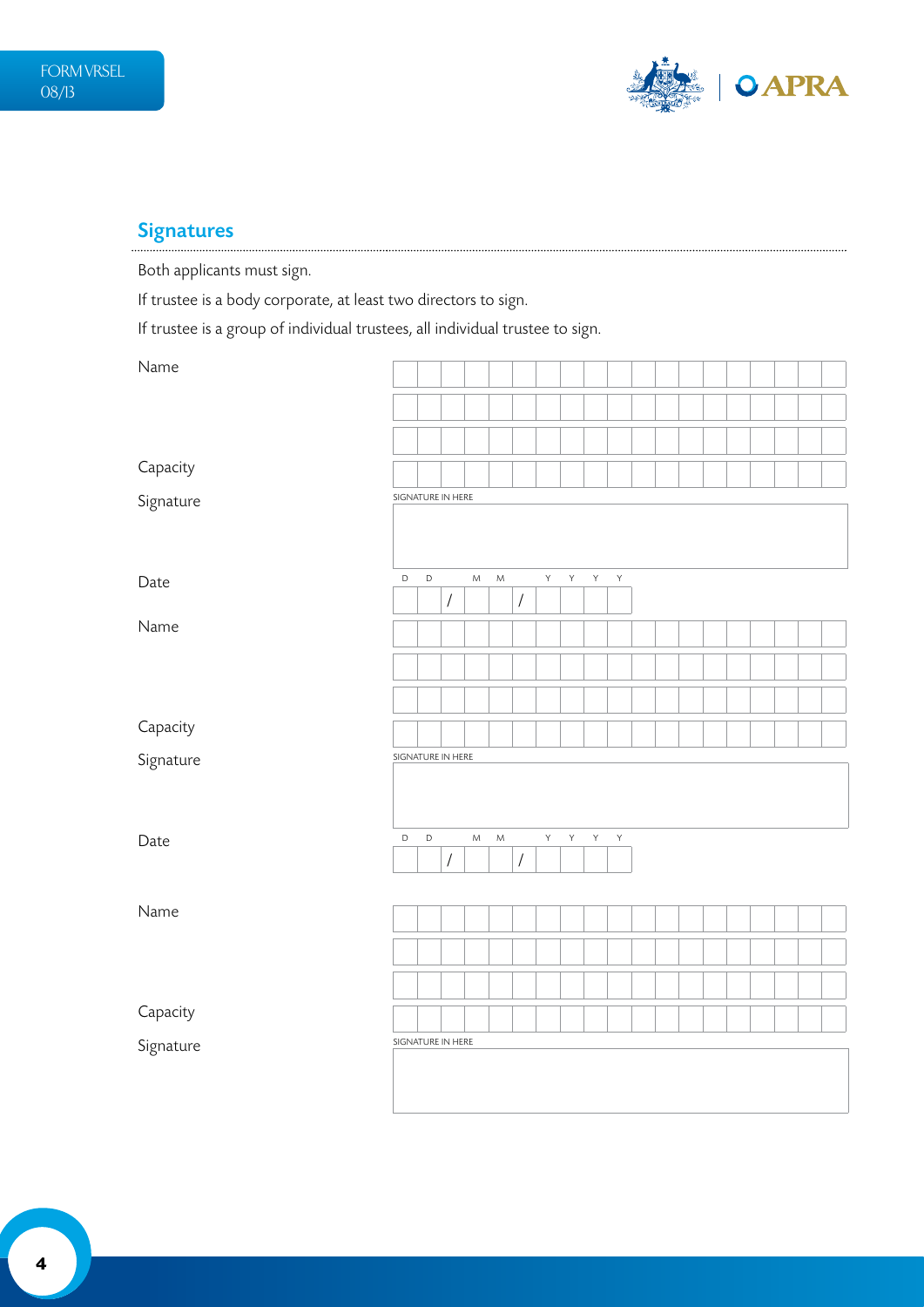## Signatures

Both applicants must sign.

If trustee is a body corporate, at least two directors to sign.

If trustee is a group of individual trustees, all individual trustee to sign.

Name

Capacity

Signature

SIGNATURE IN HERE

Date

D D / M M / Y Y Y Y

Name

Capacity

Signature

SIGNATURE IN HERE

Date

D D / M M / Y Y Y Y

Name

Capacity

Signature

SIGNATURE IN HERE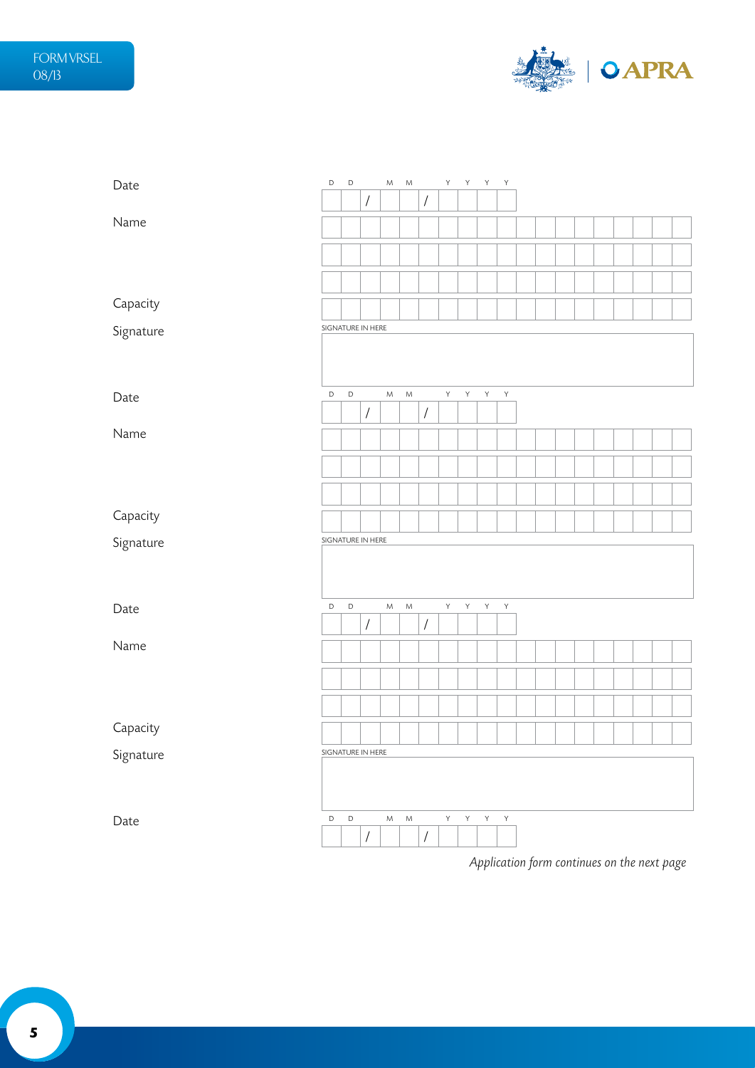Date

D D / M M / Y Y Y Y

Name

Capacity

Signature

SIGNATURE IN HERE

Date

D D / M M / Y Y Y Y

Name

Capacity

Signature

SIGNATURE IN HERE

Date

D D / M M / Y Y Y Y

Name

Capacity

Signature

SIGNATURE IN HERE

Date

D D / M M / Y Y Y Y

*Application form continues on the next page*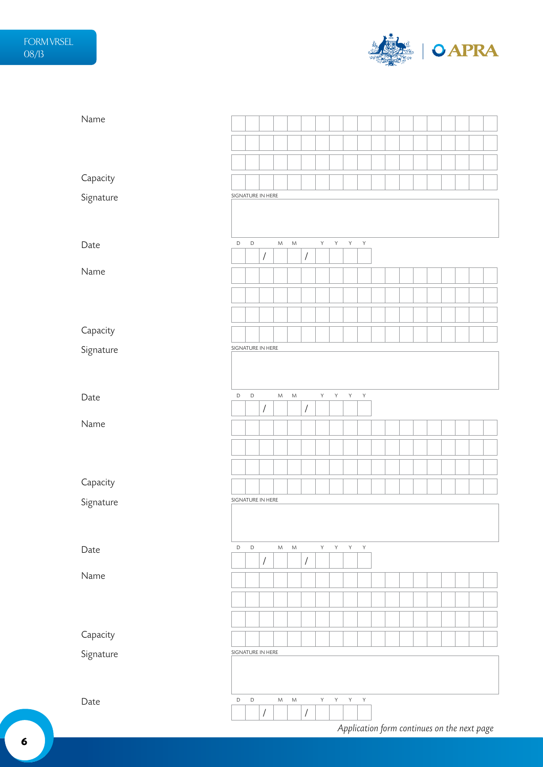FORM VRSEL
08/13

Name

Capacity

Signature

SIGNATURE IN HERE

Date

D D / M M / Y Y Y Y

Name

Capacity

Signature

SIGNATURE IN HERE

Date

D D / M M / Y Y Y Y

Name

Capacity

Signature

SIGNATURE IN HERE

Date

D D / M M / Y Y Y Y

Name

Capacity

Signature

SIGNATURE IN HERE

Date

D D / M M / Y Y Y Y

*Application form continues on the next page*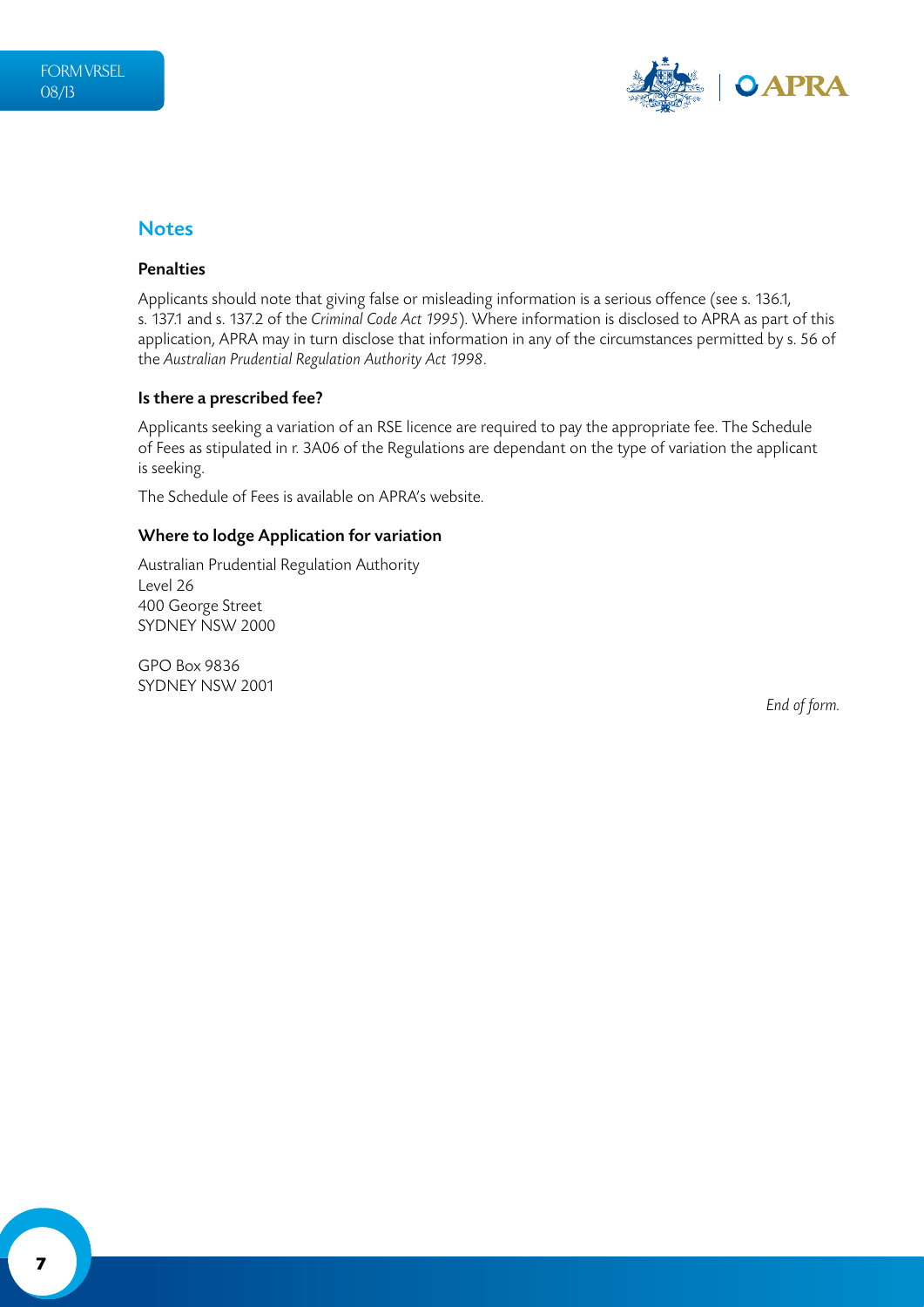## Notes

### Penalties

Applicants should note that giving false or misleading information is a serious offence (see s. 136.1, s. 137.1 and s. 137.2 of the *Criminal Code Act 1995*). Where information is disclosed to APRA as part of this application, APRA may in turn disclose that information in any of the circumstances permitted by s. 56 of the *Australian Prudential Regulation Authority Act 1998*.

### Is there a prescribed fee?

Applicants seeking a variation of an RSE licence are required to pay the appropriate fee. The Schedule of Fees as stipulated in r. 3A06 of the Regulations are dependant on the type of variation the applicant is seeking.

The Schedule of Fees is available on APRA's website.

### Where to lodge Application for variation

Australian Prudential Regulation Authority
Level 26
400 George Street
SYDNEY NSW 2000

GPO Box 9836
SYDNEY NSW 2001

*End of form.*